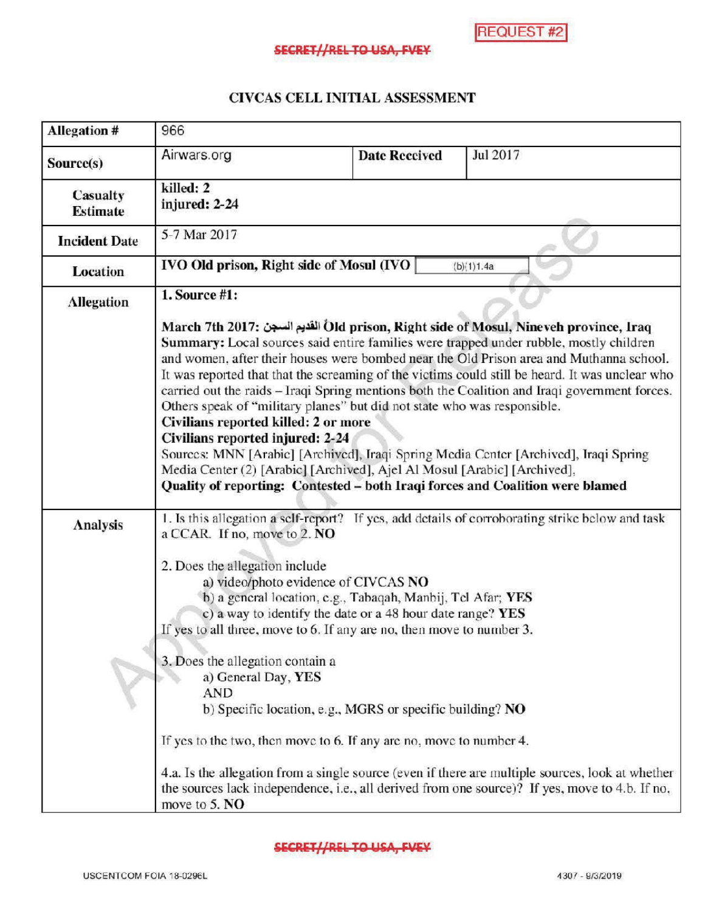REQUEST #2

~~SECRET//REL TO USA, FVEY~~

## CIVCAS CELL INITIAL ASSESSMENT

| Allegation # | 966 | | |
|---|---|---|---|
| Source(s) | Airwars.org | Date Received | Jul 2017 |
| Casualty Estimate | **killed: 2**<br>**injured: 2-24** | | |
| Incident Date | 5-7 Mar 2017 | | |
| Location | **IVO Old prison, Right side of Mosul (IVO** (b)(1)1.4a | | |
| Allegation | **1. Source #1:**<br><br>**March 7th 2017: السجن القديم Old prison, Right side of Mosul, Nineveh province, Iraq**<br>**Summary:** Local sources said entire families were trapped under rubble, mostly children and women, after their houses were bombed near the Old Prison area and Muthanna school. It was reported that that the screaming of the victims could still be heard. It was unclear who carried out the raids – Iraqi Spring mentions both the Coalition and Iraqi government forces. Others speak of "military planes" but did not state who was responsible.<br>**Civilians reported killed: 2 or more**<br>**Civilians reported injured: 2-24**<br>Sources: MNN [Arabic] [Archived], Iraqi Spring Media Center [Archived], Iraqi Spring Media Center (2) [Arabic] [Archived], Ajel Al Mosul [Arabic] [Archived],<br>**Quality of reporting: Contested – both Iraqi forces and Coalition were blamed** | | |
| Analysis | 1. Is this allegation a self-report? If yes, add details of corroborating strike below and task a CCAR. If no, move to 2. **NO**<br><br>2. Does the allegation include<br>a) video/photo evidence of CIVCAS **NO**<br>b) a general location, e.g., Tabaqah, Manbij, Tel Afar; **YES**<br>c) a way to identify the date or a 48 hour date range? **YES**<br>If yes to all three, move to 6. If any are no, then move to number 3.<br><br>3. Does the allegation contain a<br>a) General Day, **YES**<br>AND<br>b) Specific location, e.g., MGRS or specific building? **NO**<br><br>If yes to the two, then move to 6. If any are no, move to number 4.<br><br>4.a. Is the allegation from a single source (even if there are multiple sources, look at whether the sources lack independence, i.e., all derived from one source)? If yes, move to 4.b. If no, move to 5. **NO** | | |

~~SECRET//REL TO USA, FVEY~~

USCENTCOM FOIA 18-0296L

4307 - 9/3/2019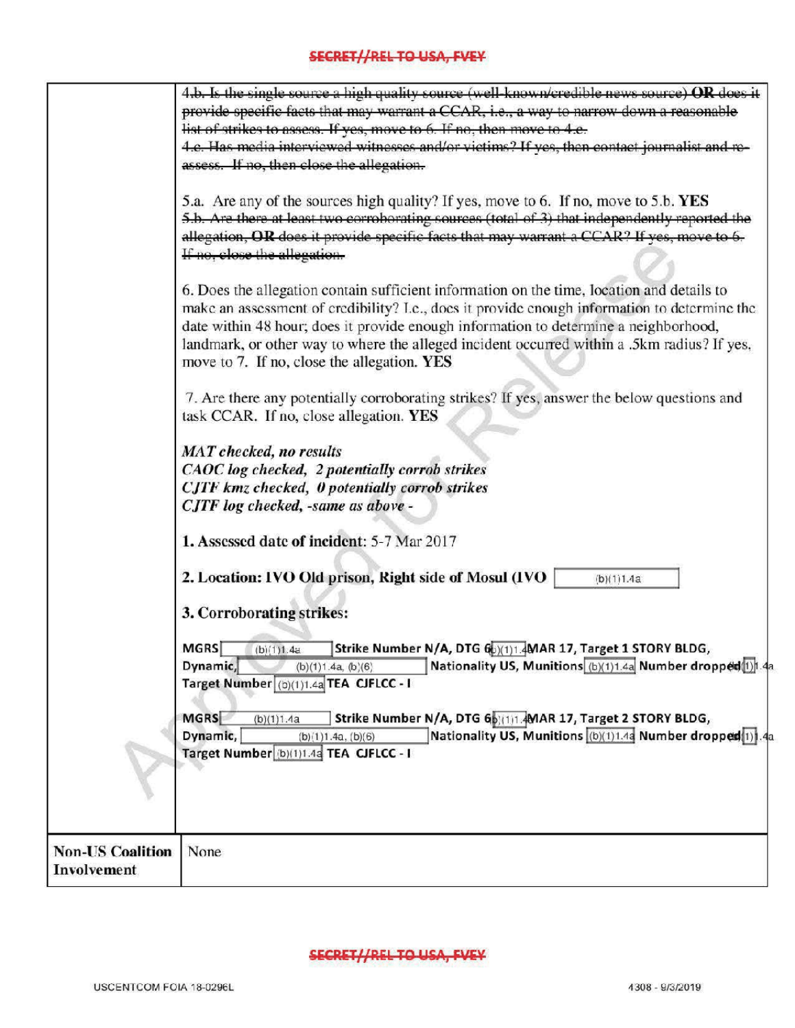| | |
|---|---|
| | ~~4.b. Is the single source a high quality source (well-known/credible news source) **OR** does it provide specific facts that may warrant a CCAR, i.e., a way to narrow down a reasonable list of strikes to assess. If yes, move to 6. If no, then move to 4.c.~~<br>~~4.c. Has media interviewed witnesses and/or victims? If yes, then contact journalist and re-assess. If no, then close the allegation.~~<br><br>5.a. Are any of the sources high quality? If yes, move to 6. If no, move to 5.b. **YES**<br>~~5.b. Are there at least two corroborating sources (total of 3) that independently reported the allegation, **OR** does it provide specific facts that may warrant a CCAR? If yes, move to 6. If no, close the allegation.~~<br><br>6. Does the allegation contain sufficient information on the time, location and details to make an assessment of credibility? I.e., does it provide enough information to determine the date within 48 hour; does it provide enough information to determine a neighborhood, landmark, or other way to where the alleged incident occurred within a .5km radius? If yes, move to 7. If no, close the allegation. **YES**<br><br>7. Are there any potentially corroborating strikes? If yes, answer the below questions and task CCAR. If no, close allegation. **YES**<br><br>***MAT checked, no results***<br>***CAOC log checked, 2 potentially corrob strikes***<br>***CJTF kmz checked, 0 potentially corrob strikes***<br>***CJTF log checked, -same as above -***<br><br>**1. Assessed date of incident:** 5-7 Mar 2017<br><br>**2. Location: IVO Old prison, Right side of Mosul (IVO** (b)(1)1.4a<br><br>**3. Corroborating strikes:**<br><br>**MGRS** (b)(1)1.4a **Strike Number N/A, DTG 6**(b)(1)1.4a**MAR 17, Target 1 STORY BLDG, Dynamic,** (b)(1)1.4a, (b)(6) **Nationality US, Munitions** (b)(1)1.4a **Number dropped** (b)(1)1.4a **Target Number** (b)(1)1.4a **TEA CJFLCC - I**<br><br>**MGRS** (b)(1)1.4a **Strike Number N/A, DTG 6**(b)(1)1.4a**MAR 17, Target 2 STORY BLDG, Dynamic,** (b)(1)1.4a, (b)(6) **Nationality US, Munitions** (b)(1)1.4a **Number dropped** (b)(1)1.4a **Target Number** (b)(1)1.4a **TEA CJFLCC - I** |
| **Non-US Coalition Involvement** | None |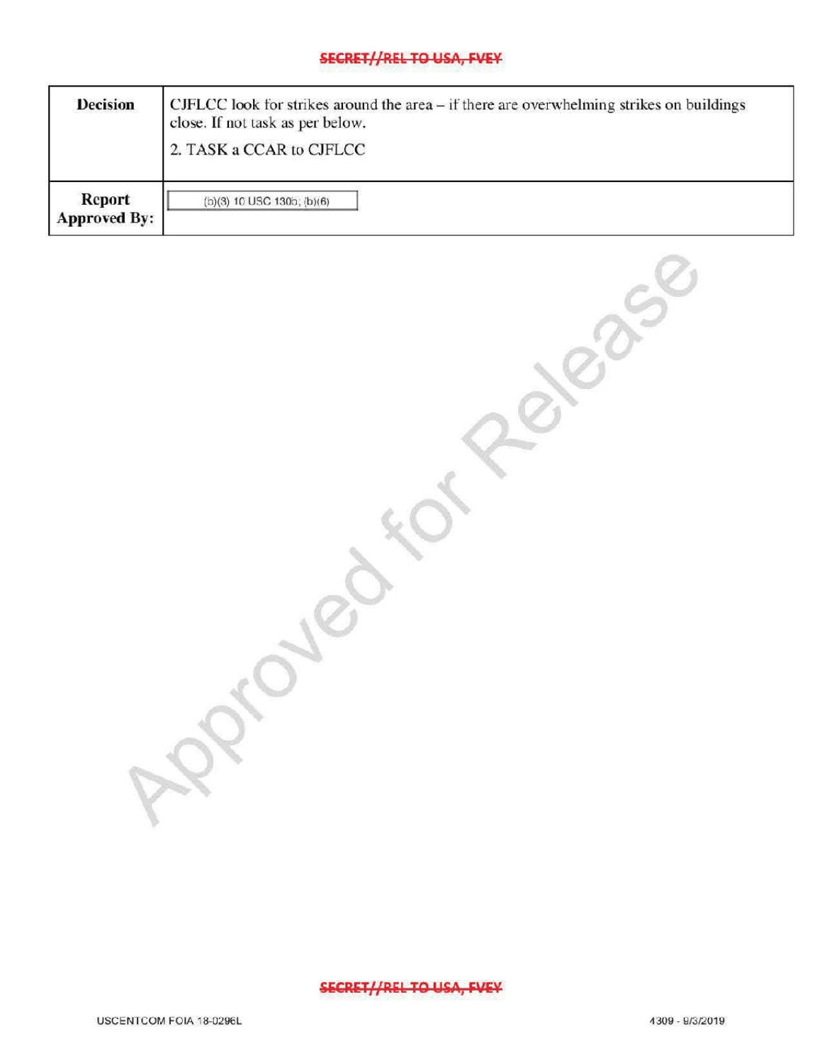| Decision | CJFLCC look for strikes around the area – if there are overwhelming strikes on buildings close. If not task as per below.<br>2. TASK a CCAR to CJFLCC |
|---|---|
| Report Approved By: | (b)(3) 10 USC 130b; (b)(6) |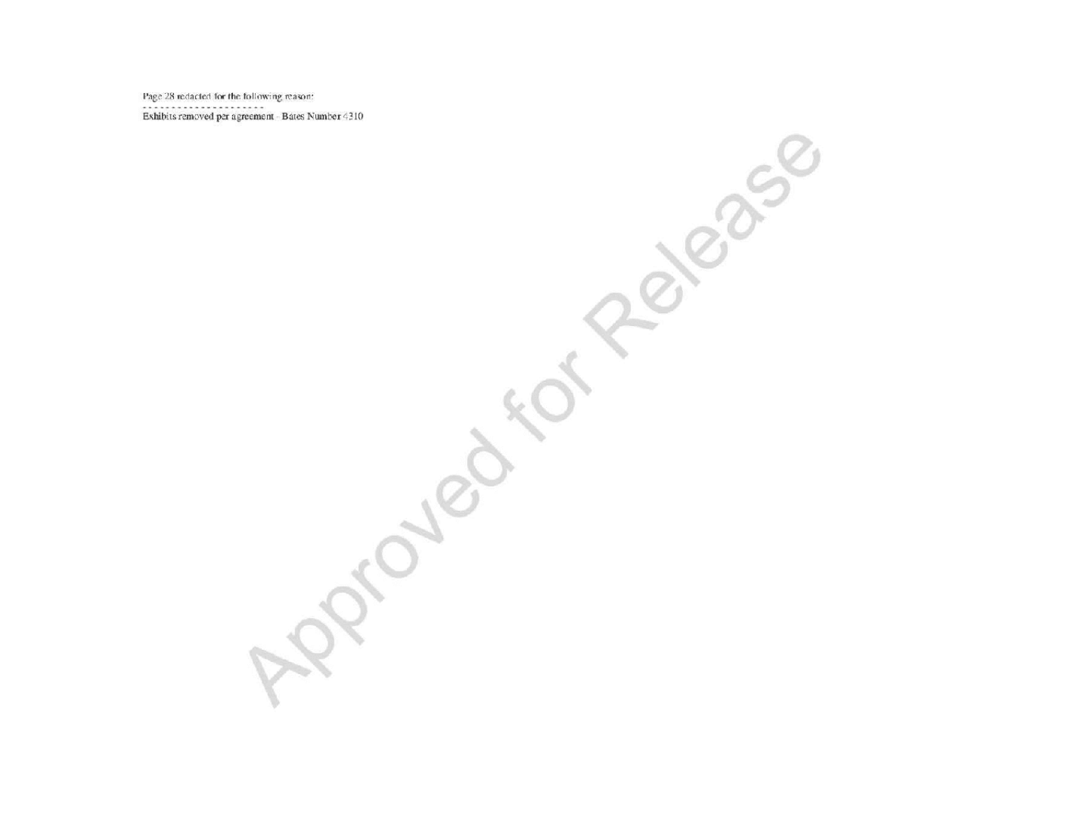Page 28 redacted for the following reason:

- - - - - - - - - - - - - - - - - - - - -

Exhibits removed per agreement - Bates Number 4310